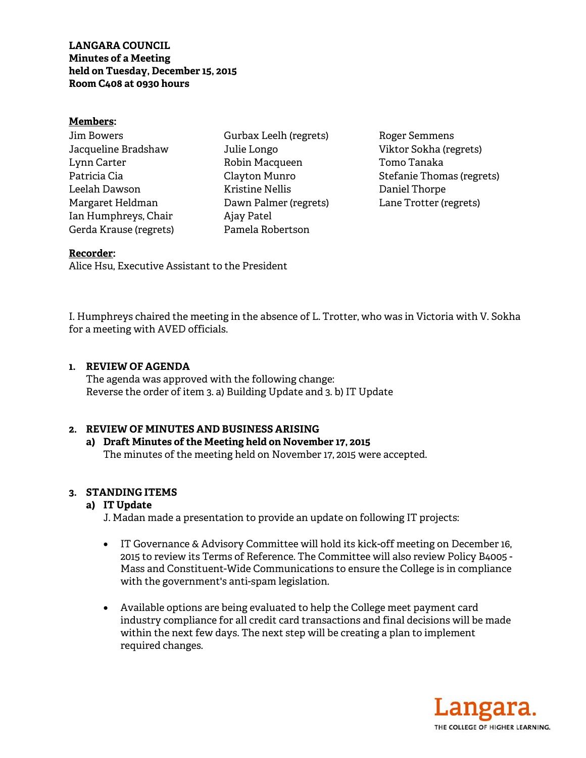**LANGARA COUNCIL**
**Minutes of a Meeting**
**held on Tuesday, December 15, 2015**
**Room C408 at 0930 hours**

**Members:**

Jim Bowers
Jacqueline Bradshaw
Lynn Carter
Patricia Cia
Leelah Dawson
Margaret Heldman
Ian Humphreys, Chair
Gerda Krause (regrets)
Gurbax Leelh (regrets)
Julie Longo
Robin Macqueen
Clayton Munro
Kristine Nellis
Dawn Palmer (regrets)
Ajay Patel
Pamela Robertson
Roger Semmens
Viktor Sokha (regrets)
Tomo Tanaka
Stefanie Thomas (regrets)
Daniel Thorpe
Lane Trotter (regrets)

**Recorder:**
Alice Hsu, Executive Assistant to the President

I. Humphreys chaired the meeting in the absence of L. Trotter, who was in Victoria with V. Sokha for a meeting with AVED officials.

## 1. REVIEW OF AGENDA

The agenda was approved with the following change:
Reverse the order of item 3. a) Building Update and 3. b) IT Update

## 2. REVIEW OF MINUTES AND BUSINESS ARISING

### a) Draft Minutes of the Meeting held on November 17, 2015

The minutes of the meeting held on November 17, 2015 were accepted.

## 3. STANDING ITEMS

### a) IT Update

J. Madan made a presentation to provide an update on following IT projects:

- IT Governance & Advisory Committee will hold its kick-off meeting on December 16, 2015 to review its Terms of Reference. The Committee will also review Policy B4005 - Mass and Constituent-Wide Communications to ensure the College is in compliance with the government's anti-spam legislation.

- Available options are being evaluated to help the College meet payment card industry compliance for all credit card transactions and final decisions will be made within the next few days. The next step will be creating a plan to implement required changes.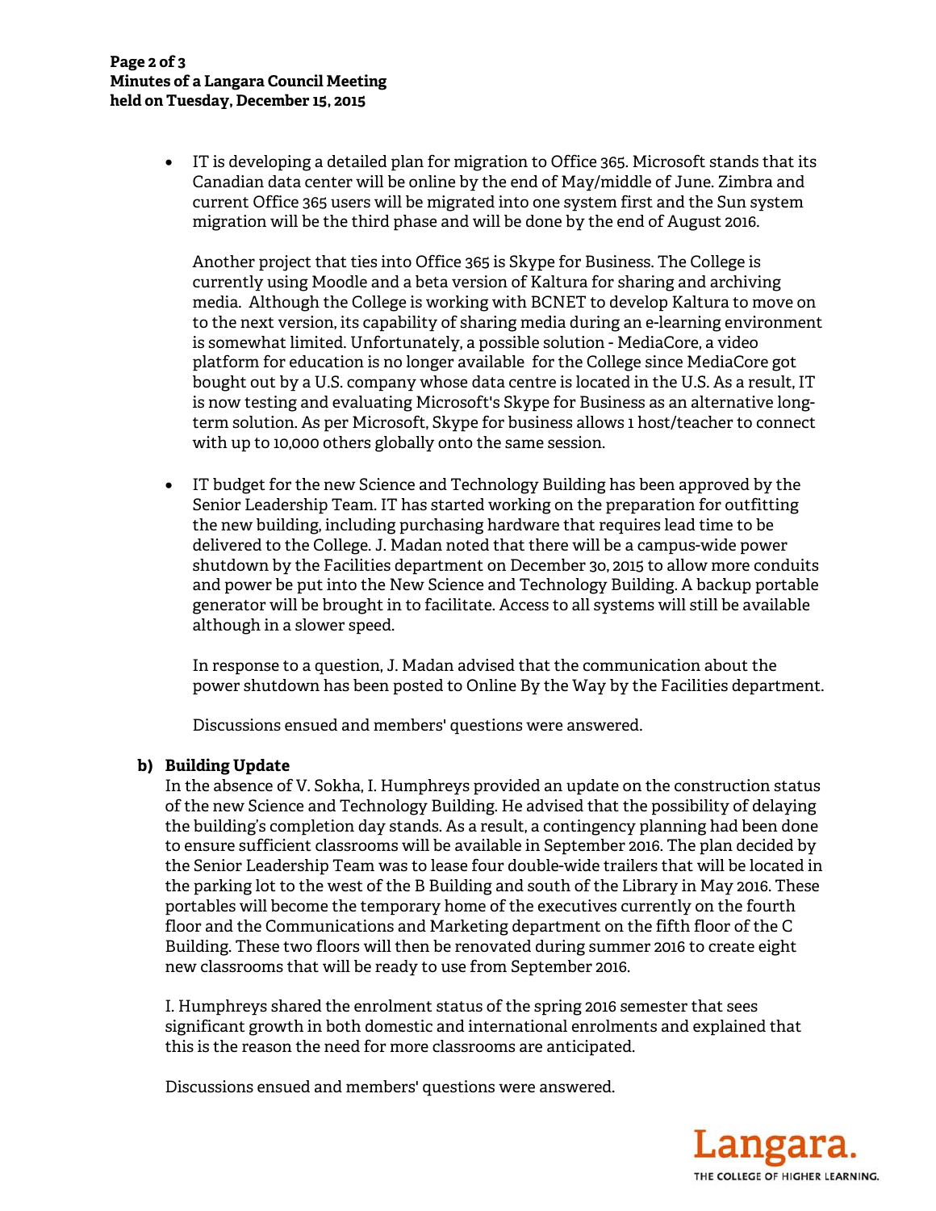- IT is developing a detailed plan for migration to Office 365. Microsoft stands that its Canadian data center will be online by the end of May/middle of June. Zimbra and current Office 365 users will be migrated into one system first and the Sun system migration will be the third phase and will be done by the end of August 2016.

  Another project that ties into Office 365 is Skype for Business. The College is currently using Moodle and a beta version of Kaltura for sharing and archiving media. Although the College is working with BCNET to develop Kaltura to move on to the next version, its capability of sharing media during an e-learning environment is somewhat limited. Unfortunately, a possible solution - MediaCore, a video platform for education is no longer available for the College since MediaCore got bought out by a U.S. company whose data centre is located in the U.S. As a result, IT is now testing and evaluating Microsoft's Skype for Business as an alternative long-term solution. As per Microsoft, Skype for business allows 1 host/teacher to connect with up to 10,000 others globally onto the same session.

- IT budget for the new Science and Technology Building has been approved by the Senior Leadership Team. IT has started working on the preparation for outfitting the new building, including purchasing hardware that requires lead time to be delivered to the College. J. Madan noted that there will be a campus-wide power shutdown by the Facilities department on December 30, 2015 to allow more conduits and power be put into the New Science and Technology Building. A backup portable generator will be brought in to facilitate. Access to all systems will still be available although in a slower speed.

  In response to a question, J. Madan advised that the communication about the power shutdown has been posted to Online By the Way by the Facilities department.

  Discussions ensued and members' questions were answered.

**b) Building Update**

In the absence of V. Sokha, I. Humphreys provided an update on the construction status of the new Science and Technology Building. He advised that the possibility of delaying the building's completion day stands. As a result, a contingency planning had been done to ensure sufficient classrooms will be available in September 2016. The plan decided by the Senior Leadership Team was to lease four double-wide trailers that will be located in the parking lot to the west of the B Building and south of the Library in May 2016. These portables will become the temporary home of the executives currently on the fourth floor and the Communications and Marketing department on the fifth floor of the C Building. These two floors will then be renovated during summer 2016 to create eight new classrooms that will be ready to use from September 2016.

I. Humphreys shared the enrolment status of the spring 2016 semester that sees significant growth in both domestic and international enrolments and explained that this is the reason the need for more classrooms are anticipated.

Discussions ensued and members' questions were answered.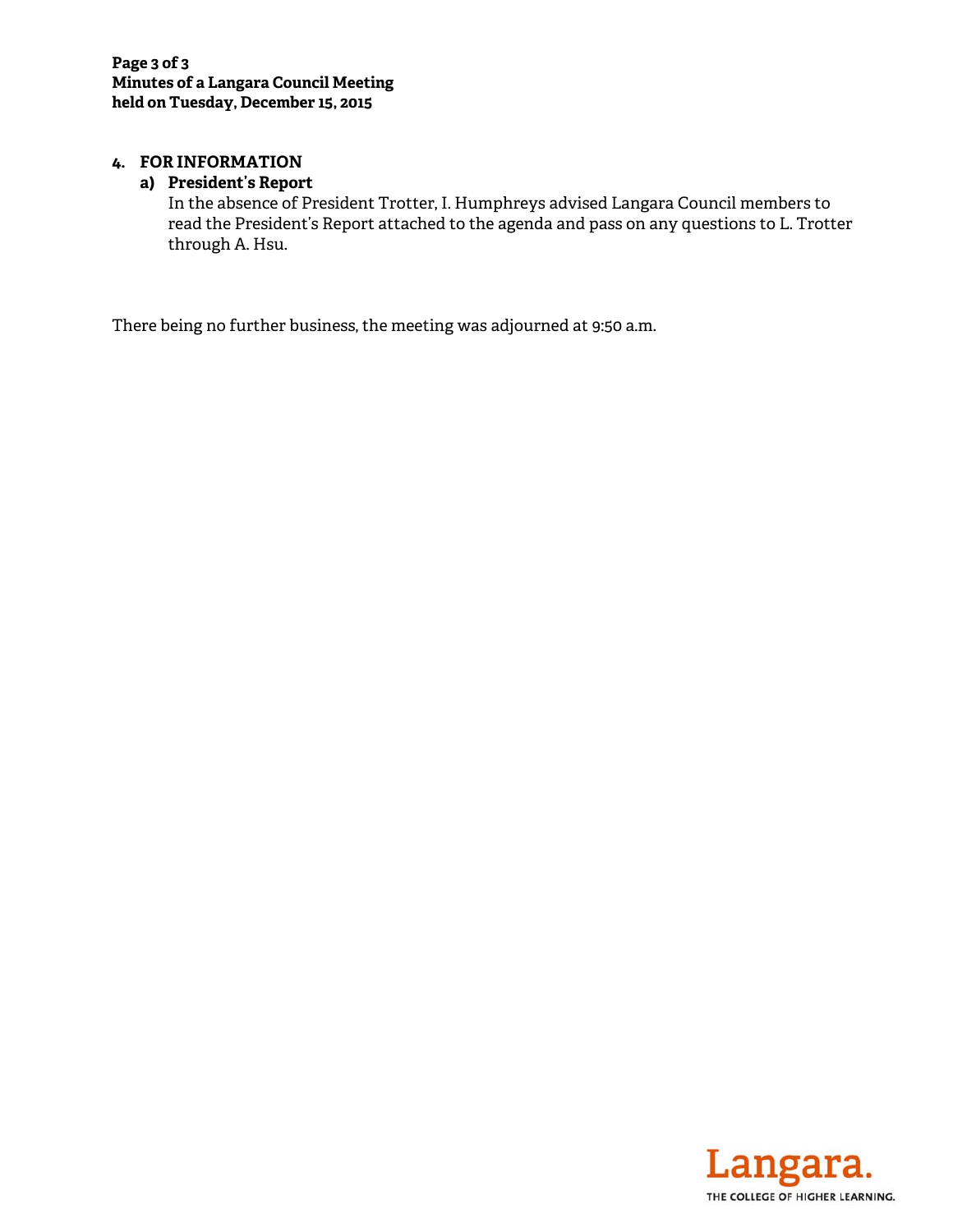**4. FOR INFORMATION**

**a) President's Report**

In the absence of President Trotter, I. Humphreys advised Langara Council members to read the President's Report attached to the agenda and pass on any questions to L. Trotter through A. Hsu.

There being no further business, the meeting was adjourned at 9:50 a.m.